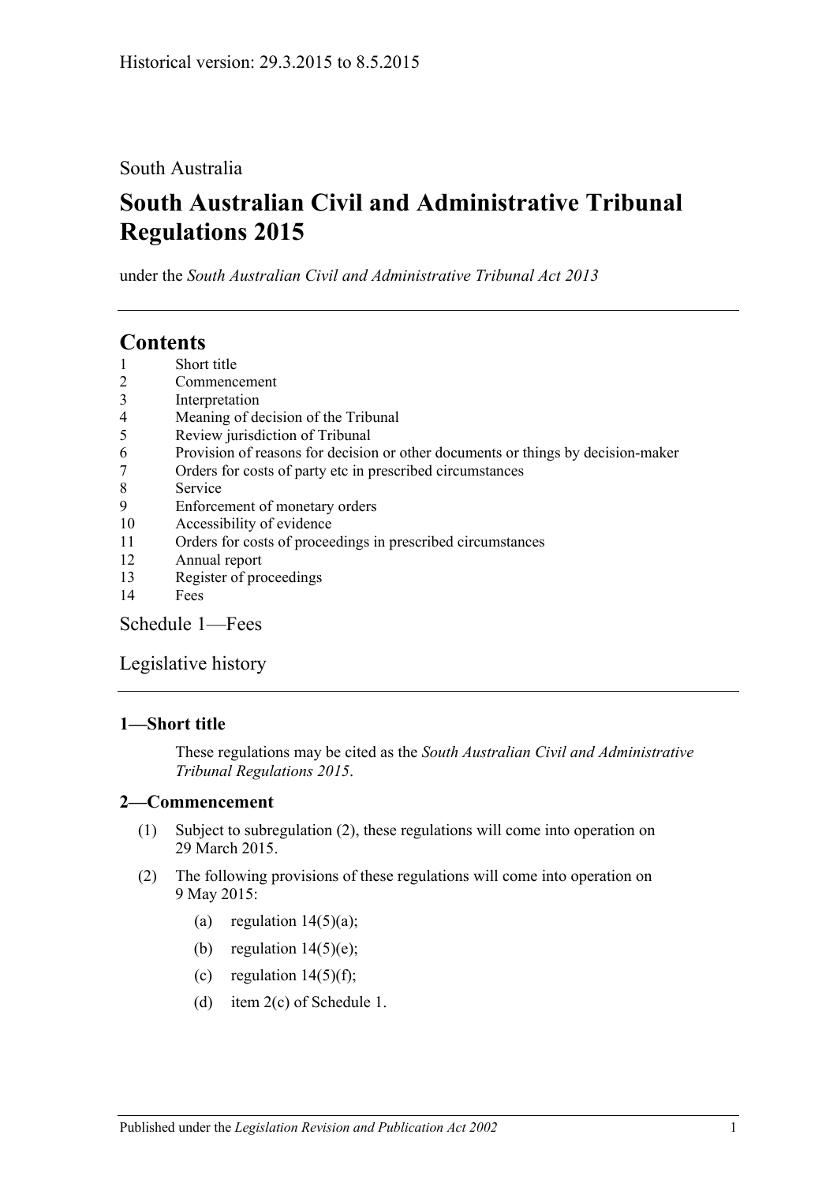Historical version: 29.3.2015 to 8.5.2015

South Australia

# South Australian Civil and Administrative Tribunal Regulations 2015

under the *South Australian Civil and Administrative Tribunal Act 2013*

## Contents

1 Short title
2 Commencement
3 Interpretation
4 Meaning of decision of the Tribunal
5 Review jurisdiction of Tribunal
6 Provision of reasons for decision or other documents or things by decision-maker
7 Orders for costs of party etc in prescribed circumstances
8 Service
9 Enforcement of monetary orders
10 Accessibility of evidence
11 Orders for costs of proceedings in prescribed circumstances
12 Annual report
13 Register of proceedings
14 Fees

Schedule 1—Fees

Legislative history

### 1—Short title

These regulations may be cited as the *South Australian Civil and Administrative Tribunal Regulations 2015*.

### 2—Commencement

(1) Subject to subregulation (2), these regulations will come into operation on 29 March 2015.

(2) The following provisions of these regulations will come into operation on 9 May 2015:

(a) regulation 14(5)(a);

(b) regulation 14(5)(e);

(c) regulation 14(5)(f);

(d) item 2(c) of Schedule 1.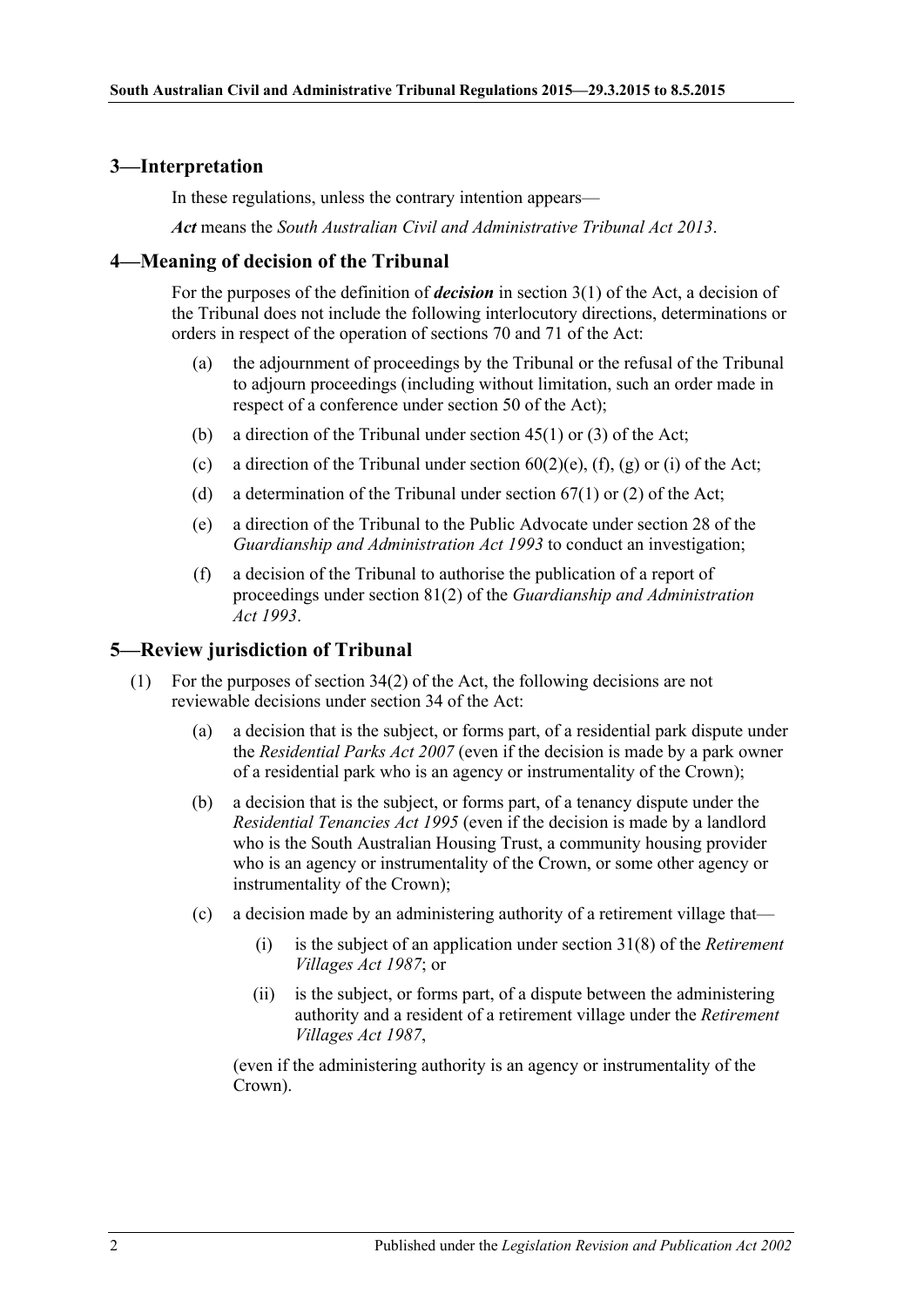## 3—Interpretation

In these regulations, unless the contrary intention appears—

***Act*** means the *South Australian Civil and Administrative Tribunal Act 2013*.

## 4—Meaning of decision of the Tribunal

For the purposes of the definition of ***decision*** in section 3(1) of the Act, a decision of the Tribunal does not include the following interlocutory directions, determinations or orders in respect of the operation of sections 70 and 71 of the Act:

(a) the adjournment of proceedings by the Tribunal or the refusal of the Tribunal to adjourn proceedings (including without limitation, such an order made in respect of a conference under section 50 of the Act);

(b) a direction of the Tribunal under section 45(1) or (3) of the Act;

(c) a direction of the Tribunal under section 60(2)(e), (f), (g) or (i) of the Act;

(d) a determination of the Tribunal under section 67(1) or (2) of the Act;

(e) a direction of the Tribunal to the Public Advocate under section 28 of the *Guardianship and Administration Act 1993* to conduct an investigation;

(f) a decision of the Tribunal to authorise the publication of a report of proceedings under section 81(2) of the *Guardianship and Administration Act 1993*.

## 5—Review jurisdiction of Tribunal

(1) For the purposes of section 34(2) of the Act, the following decisions are not reviewable decisions under section 34 of the Act:

(a) a decision that is the subject, or forms part, of a residential park dispute under the *Residential Parks Act 2007* (even if the decision is made by a park owner of a residential park who is an agency or instrumentality of the Crown);

(b) a decision that is the subject, or forms part, of a tenancy dispute under the *Residential Tenancies Act 1995* (even if the decision is made by a landlord who is the South Australian Housing Trust, a community housing provider who is an agency or instrumentality of the Crown, or some other agency or instrumentality of the Crown);

(c) a decision made by an administering authority of a retirement village that—

(i) is the subject of an application under section 31(8) of the *Retirement Villages Act 1987*; or

(ii) is the subject, or forms part, of a dispute between the administering authority and a resident of a retirement village under the *Retirement Villages Act 1987*,

(even if the administering authority is an agency or instrumentality of the Crown).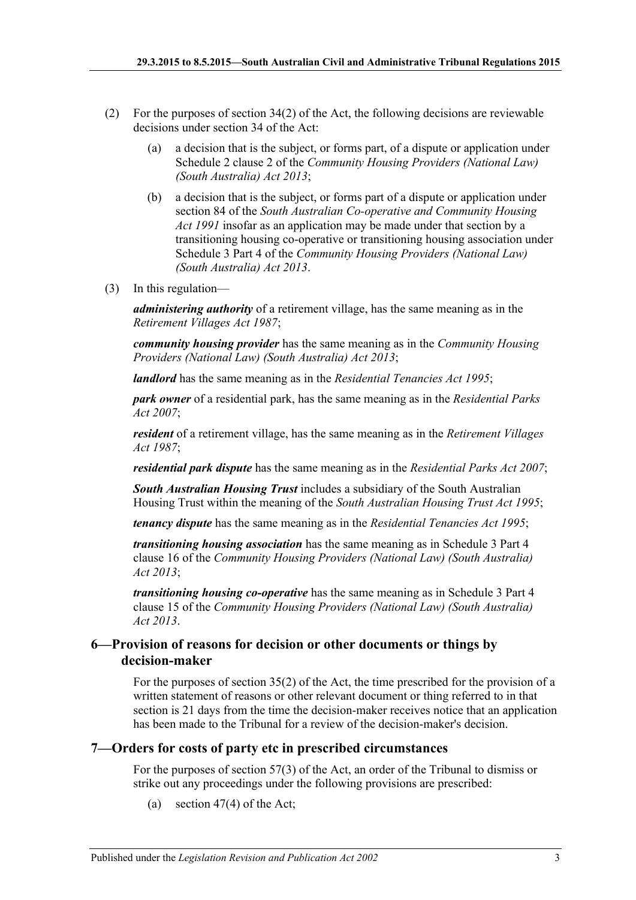(2) For the purposes of section 34(2) of the Act, the following decisions are reviewable decisions under section 34 of the Act:

(a) a decision that is the subject, or forms part, of a dispute or application under Schedule 2 clause 2 of the *Community Housing Providers (National Law) (South Australia) Act 2013*;

(b) a decision that is the subject, or forms part of a dispute or application under section 84 of the *South Australian Co-operative and Community Housing Act 1991* insofar as an application may be made under that section by a transitioning housing co-operative or transitioning housing association under Schedule 3 Part 4 of the *Community Housing Providers (National Law) (South Australia) Act 2013*.

(3) In this regulation—

***administering authority*** of a retirement village, has the same meaning as in the *Retirement Villages Act 1987*;

***community housing provider*** has the same meaning as in the *Community Housing Providers (National Law) (South Australia) Act 2013*;

***landlord*** has the same meaning as in the *Residential Tenancies Act 1995*;

***park owner*** of a residential park, has the same meaning as in the *Residential Parks Act 2007*;

***resident*** of a retirement village, has the same meaning as in the *Retirement Villages Act 1987*;

***residential park dispute*** has the same meaning as in the *Residential Parks Act 2007*;

***South Australian Housing Trust*** includes a subsidiary of the South Australian Housing Trust within the meaning of the *South Australian Housing Trust Act 1995*;

***tenancy dispute*** has the same meaning as in the *Residential Tenancies Act 1995*;

***transitioning housing association*** has the same meaning as in Schedule 3 Part 4 clause 16 of the *Community Housing Providers (National Law) (South Australia) Act 2013*;

***transitioning housing co-operative*** has the same meaning as in Schedule 3 Part 4 clause 15 of the *Community Housing Providers (National Law) (South Australia) Act 2013*.

## 6—Provision of reasons for decision or other documents or things by decision-maker

For the purposes of section 35(2) of the Act, the time prescribed for the provision of a written statement of reasons or other relevant document or thing referred to in that section is 21 days from the time the decision-maker receives notice that an application has been made to the Tribunal for a review of the decision-maker's decision.

## 7—Orders for costs of party etc in prescribed circumstances

For the purposes of section 57(3) of the Act, an order of the Tribunal to dismiss or strike out any proceedings under the following provisions are prescribed:

(a) section 47(4) of the Act;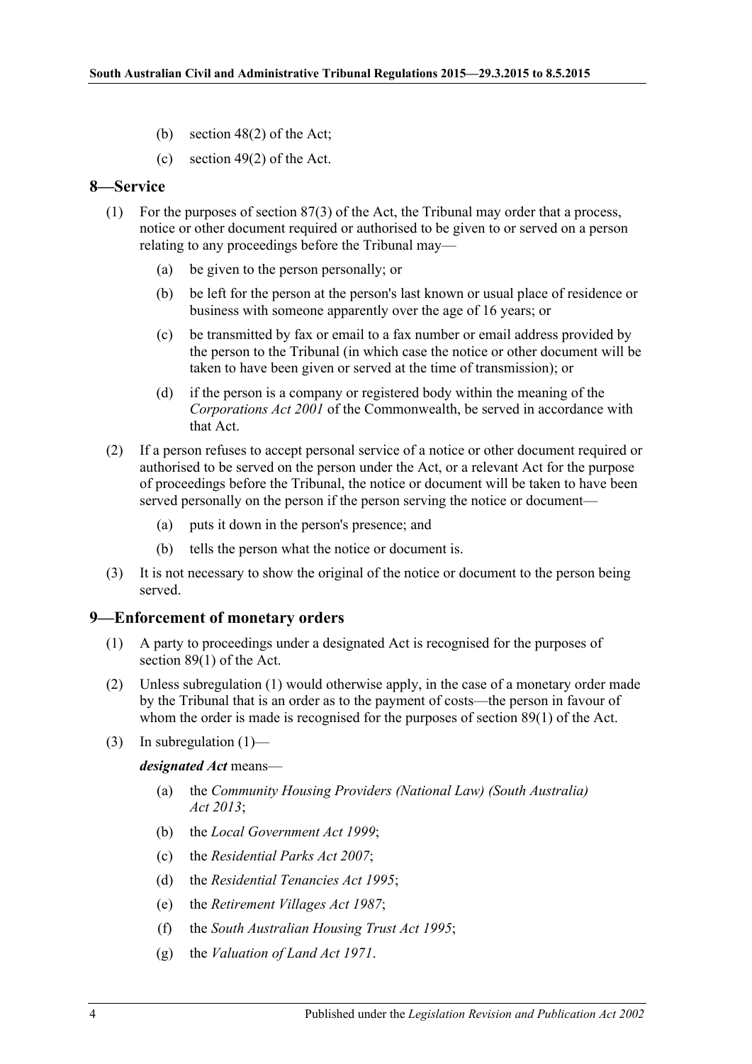(b) section 48(2) of the Act;

(c) section 49(2) of the Act.

## 8—Service

(1) For the purposes of section 87(3) of the Act, the Tribunal may order that a process, notice or other document required or authorised to be given to or served on a person relating to any proceedings before the Tribunal may—

(a) be given to the person personally; or

(b) be left for the person at the person's last known or usual place of residence or business with someone apparently over the age of 16 years; or

(c) be transmitted by fax or email to a fax number or email address provided by the person to the Tribunal (in which case the notice or other document will be taken to have been given or served at the time of transmission); or

(d) if the person is a company or registered body within the meaning of the *Corporations Act 2001* of the Commonwealth, be served in accordance with that Act.

(2) If a person refuses to accept personal service of a notice or other document required or authorised to be served on the person under the Act, or a relevant Act for the purpose of proceedings before the Tribunal, the notice or document will be taken to have been served personally on the person if the person serving the notice or document—

(a) puts it down in the person's presence; and

(b) tells the person what the notice or document is.

(3) It is not necessary to show the original of the notice or document to the person being served.

## 9—Enforcement of monetary orders

(1) A party to proceedings under a designated Act is recognised for the purposes of section 89(1) of the Act.

(2) Unless subregulation (1) would otherwise apply, in the case of a monetary order made by the Tribunal that is an order as to the payment of costs—the person in favour of whom the order is made is recognised for the purposes of section 89(1) of the Act.

(3) In subregulation (1)—

***designated Act*** means—

(a) the *Community Housing Providers (National Law) (South Australia) Act 2013*;

(b) the *Local Government Act 1999*;

(c) the *Residential Parks Act 2007*;

(d) the *Residential Tenancies Act 1995*;

(e) the *Retirement Villages Act 1987*;

(f) the *South Australian Housing Trust Act 1995*;

(g) the *Valuation of Land Act 1971*.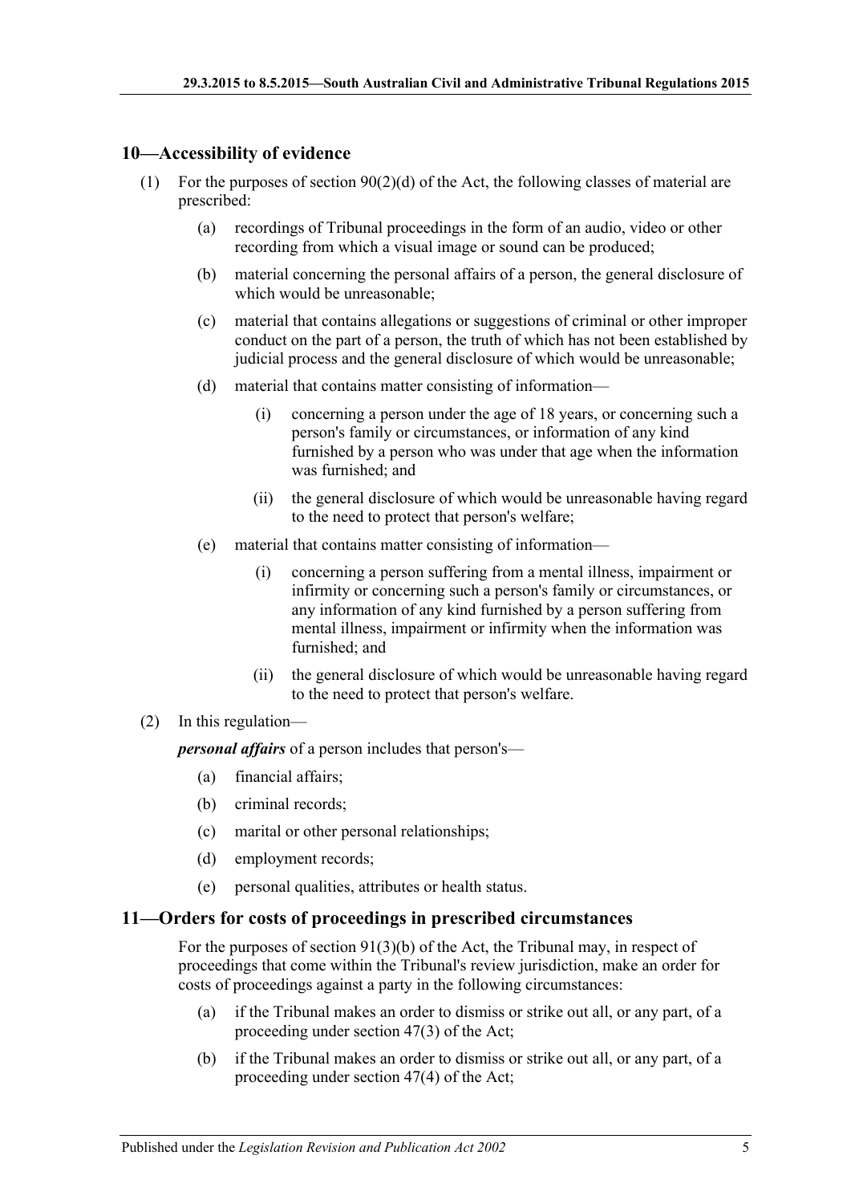## 10—Accessibility of evidence

(1) For the purposes of section 90(2)(d) of the Act, the following classes of material are prescribed:

   (a) recordings of Tribunal proceedings in the form of an audio, video or other recording from which a visual image or sound can be produced;

   (b) material concerning the personal affairs of a person, the general disclosure of which would be unreasonable;

   (c) material that contains allegations or suggestions of criminal or other improper conduct on the part of a person, the truth of which has not been established by judicial process and the general disclosure of which would be unreasonable;

   (d) material that contains matter consisting of information—

      (i) concerning a person under the age of 18 years, or concerning such a person's family or circumstances, or information of any kind furnished by a person who was under that age when the information was furnished; and

      (ii) the general disclosure of which would be unreasonable having regard to the need to protect that person's welfare;

   (e) material that contains matter consisting of information—

      (i) concerning a person suffering from a mental illness, impairment or infirmity or concerning such a person's family or circumstances, or any information of any kind furnished by a person suffering from mental illness, impairment or infirmity when the information was furnished; and

      (ii) the general disclosure of which would be unreasonable having regard to the need to protect that person's welfare.

(2) In this regulation—

***personal affairs*** of a person includes that person's—

   (a) financial affairs;

   (b) criminal records;

   (c) marital or other personal relationships;

   (d) employment records;

   (e) personal qualities, attributes or health status.

## 11—Orders for costs of proceedings in prescribed circumstances

For the purposes of section 91(3)(b) of the Act, the Tribunal may, in respect of proceedings that come within the Tribunal's review jurisdiction, make an order for costs of proceedings against a party in the following circumstances:

   (a) if the Tribunal makes an order to dismiss or strike out all, or any part, of a proceeding under section 47(3) of the Act;

   (b) if the Tribunal makes an order to dismiss or strike out all, or any part, of a proceeding under section 47(4) of the Act;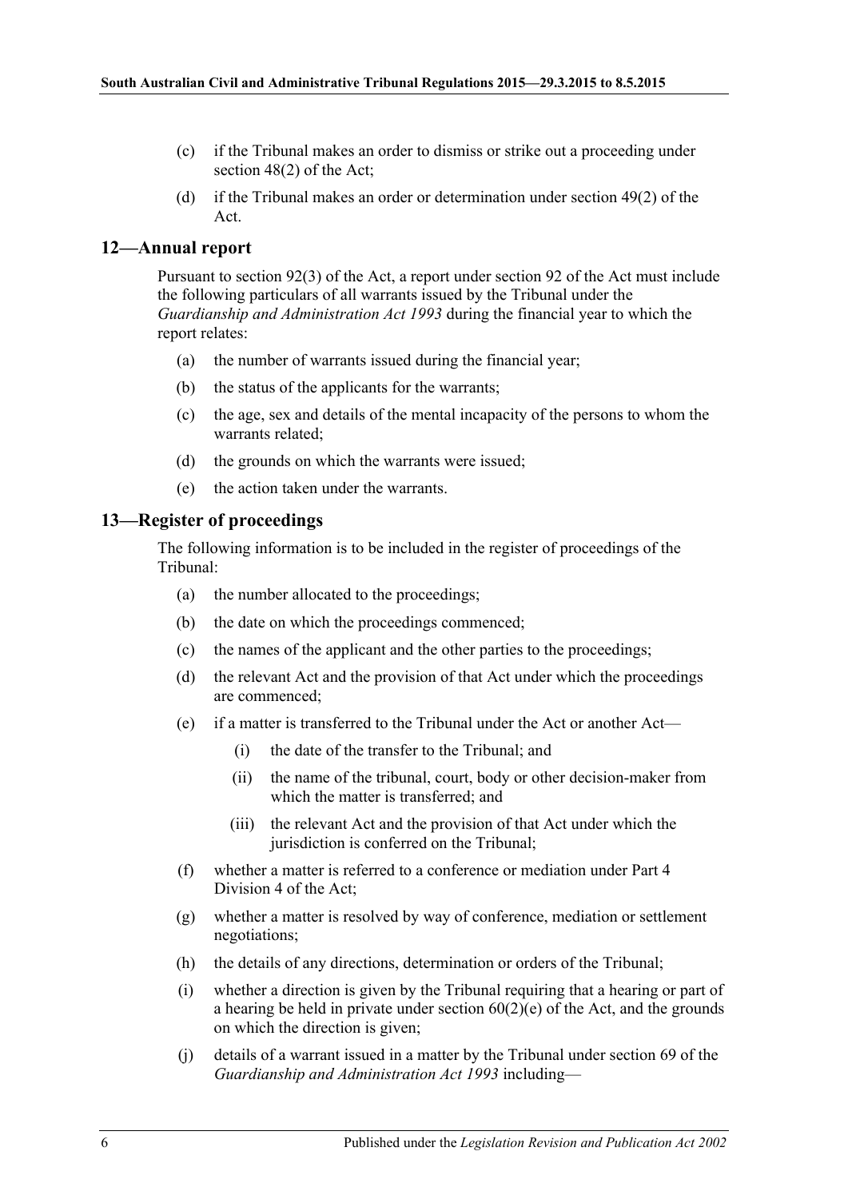(c) if the Tribunal makes an order to dismiss or strike out a proceeding under section 48(2) of the Act;

(d) if the Tribunal makes an order or determination under section 49(2) of the Act.

## 12—Annual report

Pursuant to section 92(3) of the Act, a report under section 92 of the Act must include the following particulars of all warrants issued by the Tribunal under the *Guardianship and Administration Act 1993* during the financial year to which the report relates:

(a) the number of warrants issued during the financial year;

(b) the status of the applicants for the warrants;

(c) the age, sex and details of the mental incapacity of the persons to whom the warrants related;

(d) the grounds on which the warrants were issued;

(e) the action taken under the warrants.

## 13—Register of proceedings

The following information is to be included in the register of proceedings of the Tribunal:

(a) the number allocated to the proceedings;

(b) the date on which the proceedings commenced;

(c) the names of the applicant and the other parties to the proceedings;

(d) the relevant Act and the provision of that Act under which the proceedings are commenced;

(e) if a matter is transferred to the Tribunal under the Act or another Act—

  (i) the date of the transfer to the Tribunal; and

  (ii) the name of the tribunal, court, body or other decision-maker from which the matter is transferred; and

  (iii) the relevant Act and the provision of that Act under which the jurisdiction is conferred on the Tribunal;

(f) whether a matter is referred to a conference or mediation under Part 4 Division 4 of the Act;

(g) whether a matter is resolved by way of conference, mediation or settlement negotiations;

(h) the details of any directions, determination or orders of the Tribunal;

(i) whether a direction is given by the Tribunal requiring that a hearing or part of a hearing be held in private under section 60(2)(e) of the Act, and the grounds on which the direction is given;

(j) details of a warrant issued in a matter by the Tribunal under section 69 of the *Guardianship and Administration Act 1993* including—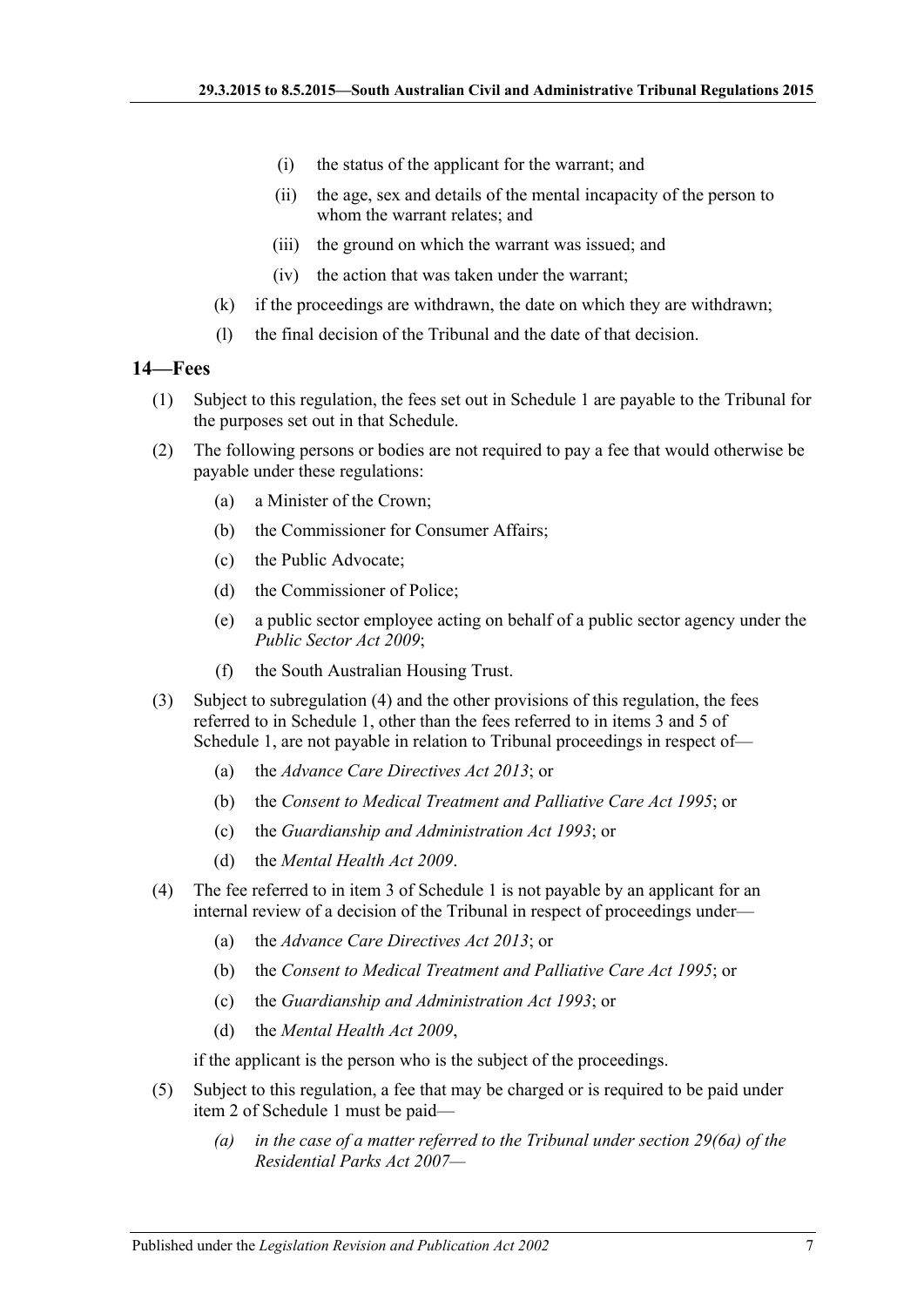(i) the status of the applicant for the warrant; and

(ii) the age, sex and details of the mental incapacity of the person to whom the warrant relates; and

(iii) the ground on which the warrant was issued; and

(iv) the action that was taken under the warrant;

(k) if the proceedings are withdrawn, the date on which they are withdrawn;

(l) the final decision of the Tribunal and the date of that decision.

## 14—Fees

(1) Subject to this regulation, the fees set out in Schedule 1 are payable to the Tribunal for the purposes set out in that Schedule.

(2) The following persons or bodies are not required to pay a fee that would otherwise be payable under these regulations:

(a) a Minister of the Crown;

(b) the Commissioner for Consumer Affairs;

(c) the Public Advocate;

(d) the Commissioner of Police;

(e) a public sector employee acting on behalf of a public sector agency under the *Public Sector Act 2009*;

(f) the South Australian Housing Trust.

(3) Subject to subregulation (4) and the other provisions of this regulation, the fees referred to in Schedule 1, other than the fees referred to in items 3 and 5 of Schedule 1, are not payable in relation to Tribunal proceedings in respect of—

(a) the *Advance Care Directives Act 2013*; or

(b) the *Consent to Medical Treatment and Palliative Care Act 1995*; or

(c) the *Guardianship and Administration Act 1993*; or

(d) the *Mental Health Act 2009*.

(4) The fee referred to in item 3 of Schedule 1 is not payable by an applicant for an internal review of a decision of the Tribunal in respect of proceedings under—

(a) the *Advance Care Directives Act 2013*; or

(b) the *Consent to Medical Treatment and Palliative Care Act 1995*; or

(c) the *Guardianship and Administration Act 1993*; or

(d) the *Mental Health Act 2009*,

if the applicant is the person who is the subject of the proceedings.

(5) Subject to this regulation, a fee that may be charged or is required to be paid under item 2 of Schedule 1 must be paid—

*(a) in the case of a matter referred to the Tribunal under section 29(6a) of the Residential Parks Act 2007—*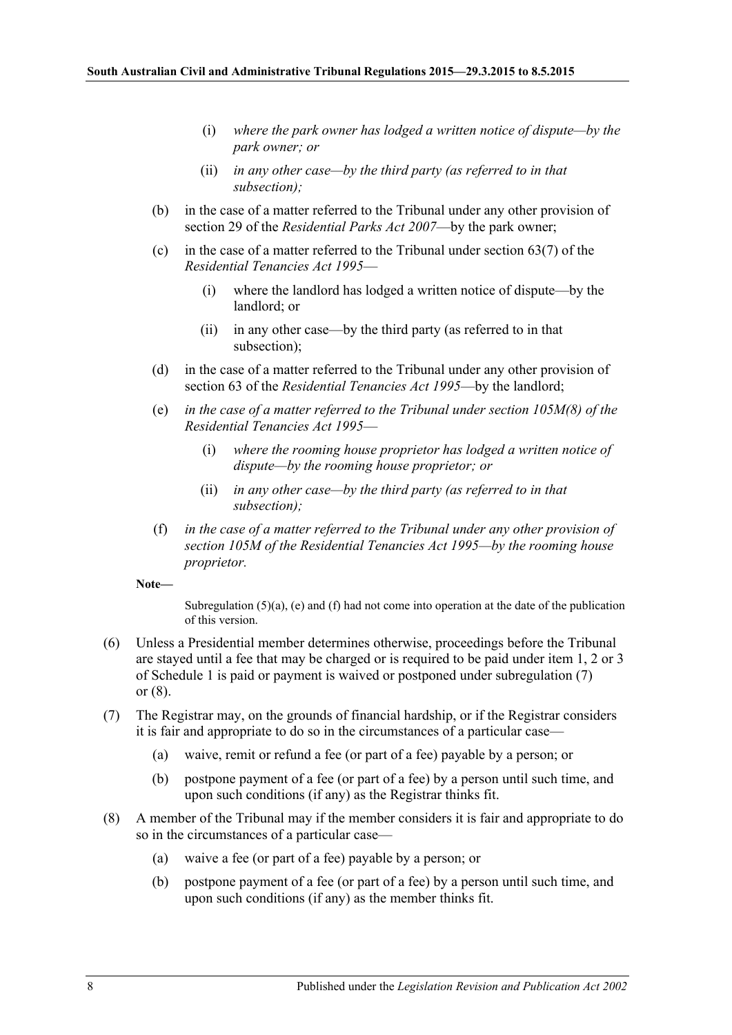(i) *where the park owner has lodged a written notice of dispute—by the park owner; or*

(ii) *in any other case—by the third party (as referred to in that subsection);*

(b) in the case of a matter referred to the Tribunal under any other provision of section 29 of the *Residential Parks Act 2007*—by the park owner;

(c) in the case of a matter referred to the Tribunal under section 63(7) of the *Residential Tenancies Act 1995*—

(i) where the landlord has lodged a written notice of dispute—by the landlord; or

(ii) in any other case—by the third party (as referred to in that subsection);

(d) in the case of a matter referred to the Tribunal under any other provision of section 63 of the *Residential Tenancies Act 1995*—by the landlord;

(e) *in the case of a matter referred to the Tribunal under section 105M(8) of the Residential Tenancies Act 1995—*

(i) *where the rooming house proprietor has lodged a written notice of dispute—by the rooming house proprietor; or*

(ii) *in any other case—by the third party (as referred to in that subsection);*

(f) *in the case of a matter referred to the Tribunal under any other provision of section 105M of the Residential Tenancies Act 1995—by the rooming house proprietor.*

**Note—**

Subregulation (5)(a), (e) and (f) had not come into operation at the date of the publication of this version.

(6) Unless a Presidential member determines otherwise, proceedings before the Tribunal are stayed until a fee that may be charged or is required to be paid under item 1, 2 or 3 of Schedule 1 is paid or payment is waived or postponed under subregulation (7) or (8).

(7) The Registrar may, on the grounds of financial hardship, or if the Registrar considers it is fair and appropriate to do so in the circumstances of a particular case—

(a) waive, remit or refund a fee (or part of a fee) payable by a person; or

(b) postpone payment of a fee (or part of a fee) by a person until such time, and upon such conditions (if any) as the Registrar thinks fit.

(8) A member of the Tribunal may if the member considers it is fair and appropriate to do so in the circumstances of a particular case—

(a) waive a fee (or part of a fee) payable by a person; or

(b) postpone payment of a fee (or part of a fee) by a person until such time, and upon such conditions (if any) as the member thinks fit.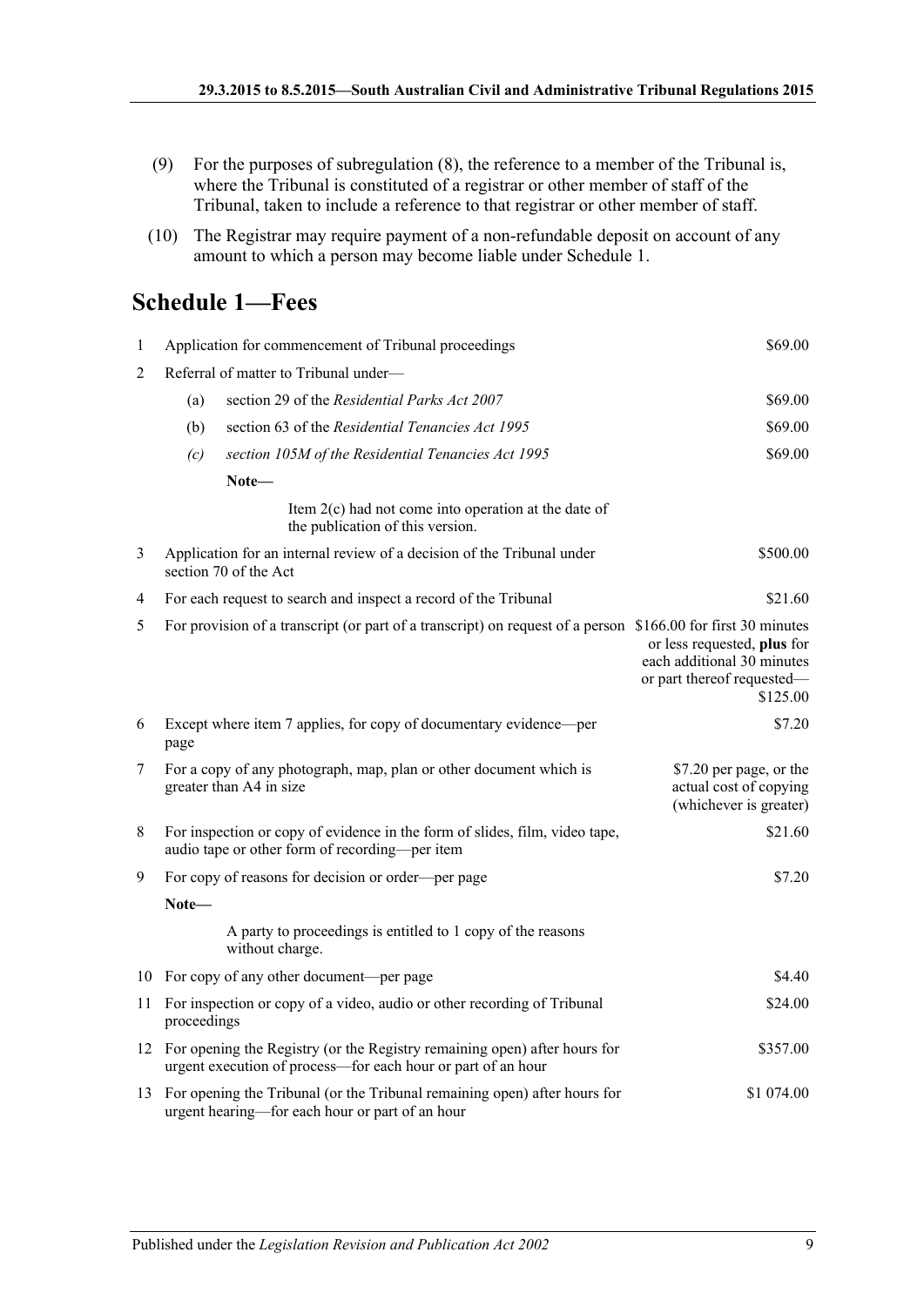(9) For the purposes of subregulation (8), the reference to a member of the Tribunal is, where the Tribunal is constituted of a registrar or other member of staff of the Tribunal, taken to include a reference to that registrar or other member of staff.

(10) The Registrar may require payment of a non-refundable deposit on account of any amount to which a person may become liable under Schedule 1.

## Schedule 1—Fees

| | | |
|---|---|---|
| 1 | Application for commencement of Tribunal proceedings | \$69.00 |
| 2 | Referral of matter to Tribunal under— | |
| | (a) section 29 of the *Residential Parks Act 2007* | \$69.00 |
| | (b) section 63 of the *Residential Tenancies Act 1995* | \$69.00 |
| | *(c) section 105M of the Residential Tenancies Act 1995* | \$69.00 |
| | **Note—** Item 2(c) had not come into operation at the date of the publication of this version. | |
| 3 | Application for an internal review of a decision of the Tribunal under section 70 of the Act | \$500.00 |
| 4 | For each request to search and inspect a record of the Tribunal | \$21.60 |
| 5 | For provision of a transcript (or part of a transcript) on request of a person | \$166.00 for first 30 minutes or less requested, **plus** for each additional 30 minutes or part thereof requested—\$125.00 |
| 6 | Except where item 7 applies, for copy of documentary evidence—per page | \$7.20 |
| 7 | For a copy of any photograph, map, plan or other document which is greater than A4 in size | \$7.20 per page, or the actual cost of copying (whichever is greater) |
| 8 | For inspection or copy of evidence in the form of slides, film, video tape, audio tape or other form of recording—per item | \$21.60 |
| 9 | For copy of reasons for decision or order—per page | \$7.20 |
| | **Note—** A party to proceedings is entitled to 1 copy of the reasons without charge. | |
| 10 | For copy of any other document—per page | \$4.40 |
| 11 | For inspection or copy of a video, audio or other recording of Tribunal proceedings | \$24.00 |
| 12 | For opening the Registry (or the Registry remaining open) after hours for urgent execution of process—for each hour or part of an hour | \$357.00 |
| 13 | For opening the Tribunal (or the Tribunal remaining open) after hours for urgent hearing—for each hour or part of an hour | \$1 074.00 |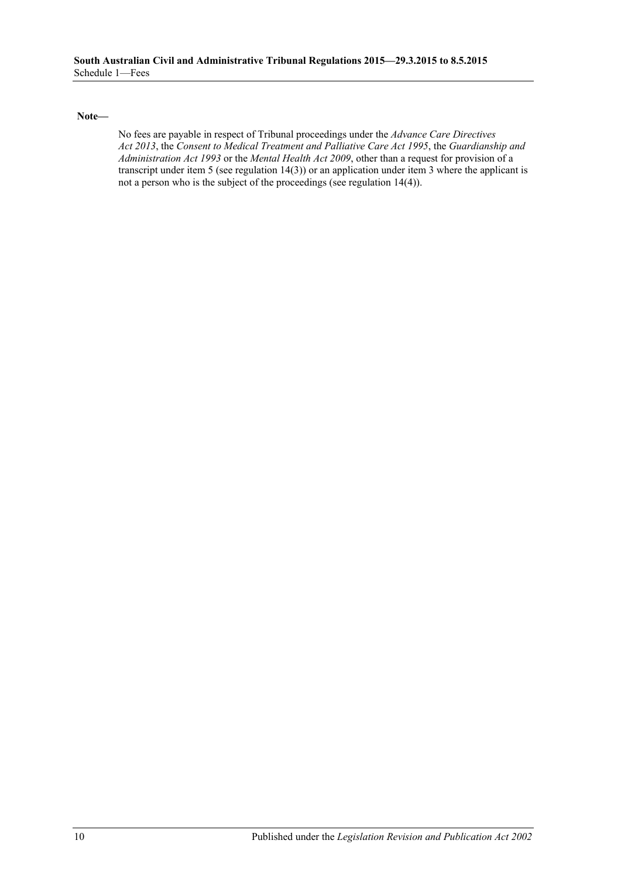**Note—**

No fees are payable in respect of Tribunal proceedings under the *Advance Care Directives Act 2013*, the *Consent to Medical Treatment and Palliative Care Act 1995*, the *Guardianship and Administration Act 1993* or the *Mental Health Act 2009*, other than a request for provision of a transcript under item 5 (see regulation 14(3)) or an application under item 3 where the applicant is not a person who is the subject of the proceedings (see regulation 14(4)).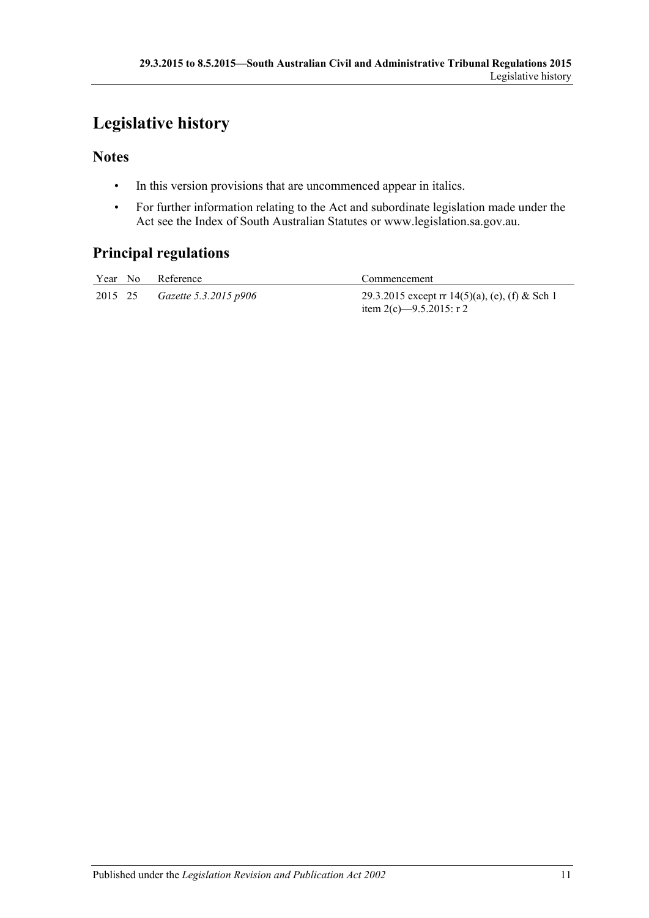# Legislative history

## Notes

- In this version provisions that are uncommenced appear in italics.
- For further information relating to the Act and subordinate legislation made under the Act see the Index of South Australian Statutes or www.legislation.sa.gov.au.

## Principal regulations

| Year | No | Reference | Commencement |
|---|---|---|---|
| 2015 | 25 | *Gazette 5.3.2015 p906* | 29.3.2015 except rr 14(5)(a), (e), (f) & Sch 1 item 2(c)—9.5.2015: r 2 |